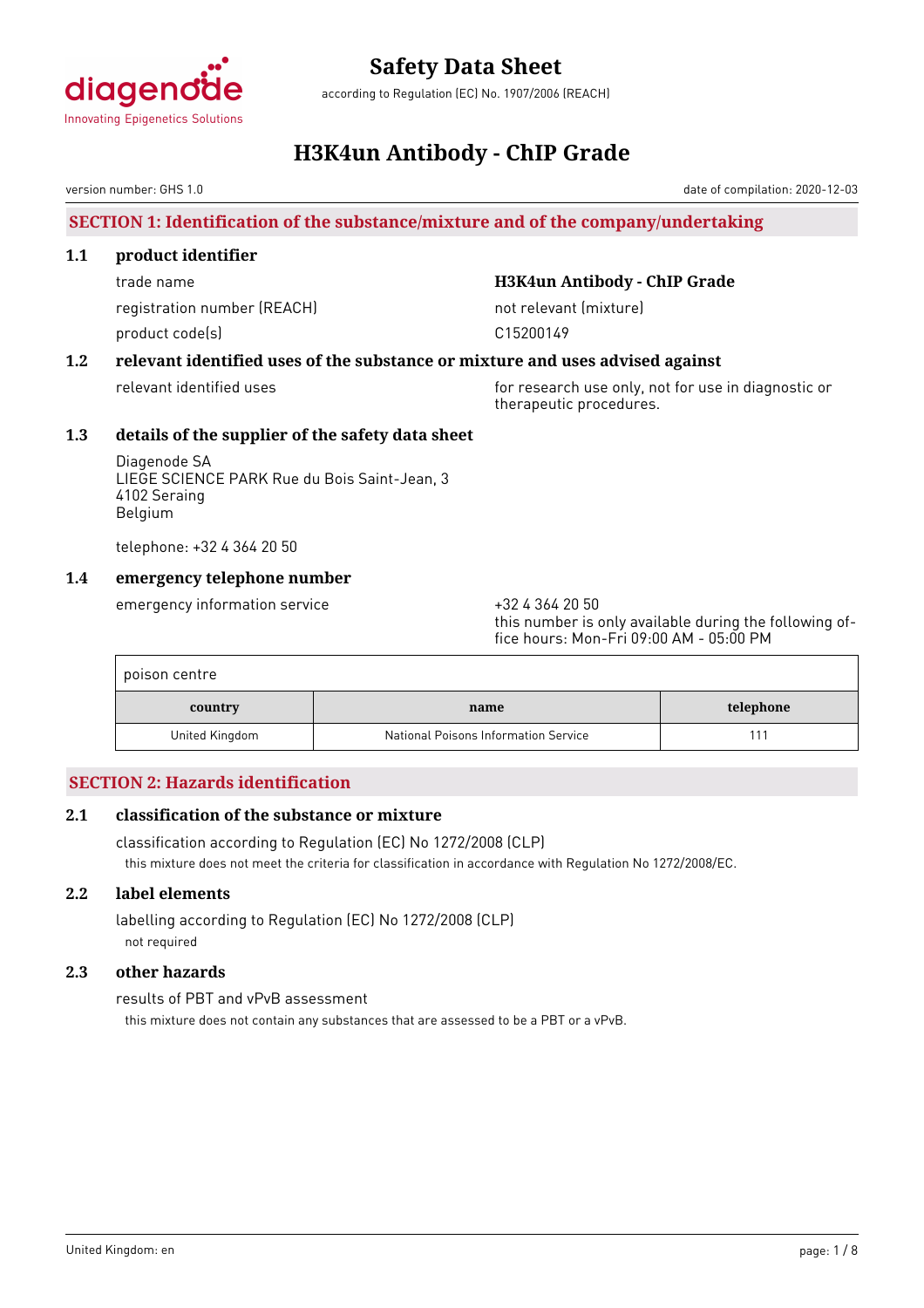# Safety Data Sheet

according to Regulation (EC) No. 1907/2006 (REACH)

# H3K4un Antibody - ChIP Grade

version number: GHS 1.0 | date of compilation: 2020-12-03

## SECTION 1: Identification of the substance/mixture and of the company/undertaking

### 1.1 product identifier

| | |
|---|---|
| trade name | **H3K4un Antibody - ChIP Grade** |
| registration number (REACH) | not relevant (mixture) |
| product code(s) | C15200149 |

### 1.2 relevant identified uses of the substance or mixture and uses advised against

| | |
|---|---|
| relevant identified uses | for research use only, not for use in diagnostic or therapeutic procedures. |

### 1.3 details of the supplier of the safety data sheet

Diagenode SA
LIEGE SCIENCE PARK Rue du Bois Saint-Jean, 3
4102 Seraing
Belgium

telephone: +32 4 364 20 50

### 1.4 emergency telephone number

| | |
|---|---|
| emergency information service | +32 4 364 20 50<br>this number is only available during the following office hours: Mon-Fri 09:00 AM - 05:00 PM |

poison centre

| country | name | telephone |
|---|---|---|
| United Kingdom | National Poisons Information Service | 111 |

## SECTION 2: Hazards identification

### 2.1 classification of the substance or mixture

classification according to Regulation (EC) No 1272/2008 (CLP)

this mixture does not meet the criteria for classification in accordance with Regulation No 1272/2008/EC.

### 2.2 label elements

labelling according to Regulation (EC) No 1272/2008 (CLP)

not required

### 2.3 other hazards

results of PBT and vPvB assessment

this mixture does not contain any substances that are assessed to be a PBT or a vPvB.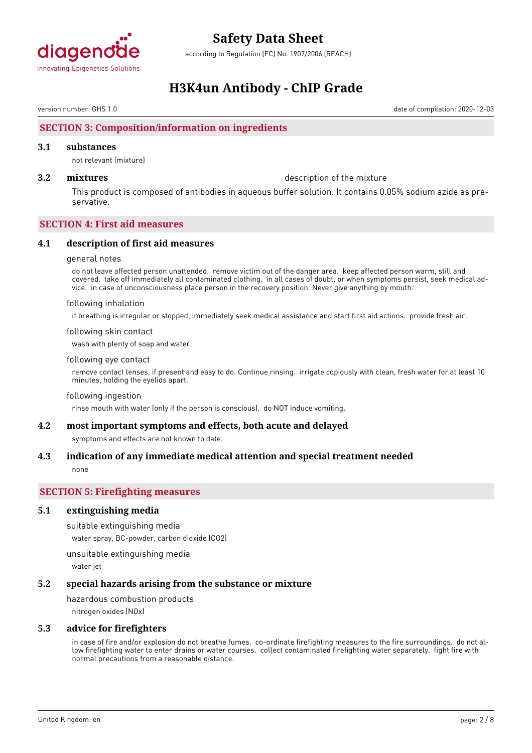## SECTION 3: Composition/information on ingredients

### 3.1 substances

not relevant (mixture)

### 3.2 mixtures

description of the mixture

This product is composed of antibodies in aqueous buffer solution. It contains 0.05% sodium azide as preservative.

## SECTION 4: First aid measures

### 4.1 description of first aid measures

general notes

do not leave affected person unattended. remove victim out of the danger area. keep affected person warm, still and covered. take off immediately all contaminated clothing. in all cases of doubt, or when symptoms persist, seek medical advice. in case of unconsciousness place person in the recovery position. Never give anything by mouth.

following inhalation

if breathing is irregular or stopped, immediately seek medical assistance and start first aid actions. provide fresh air.

following skin contact

wash with plenty of soap and water.

following eye contact

remove contact lenses, if present and easy to do. Continue rinsing. irrigate copiously with clean, fresh water for at least 10 minutes, holding the eyelids apart.

following ingestion

rinse mouth with water (only if the person is conscious). do NOT induce vomiting.

### 4.2 most important symptoms and effects, both acute and delayed

symptoms and effects are not known to date.

### 4.3 indication of any immediate medical attention and special treatment needed

none

## SECTION 5: Firefighting measures

### 5.1 extinguishing media

suitable extinguishing media

water spray, BC-powder, carbon dioxide ($CO_2$)

unsuitable extinguishing media

water jet

### 5.2 special hazards arising from the substance or mixture

hazardous combustion products

nitrogen oxides ($NO_x$)

### 5.3 advice for firefighters

in case of fire and/or explosion do not breathe fumes. co-ordinate firefighting measures to the fire surroundings. do not allow firefighting water to enter drains or water courses. collect contaminated firefighting water separately. fight fire with normal precautions from a reasonable distance.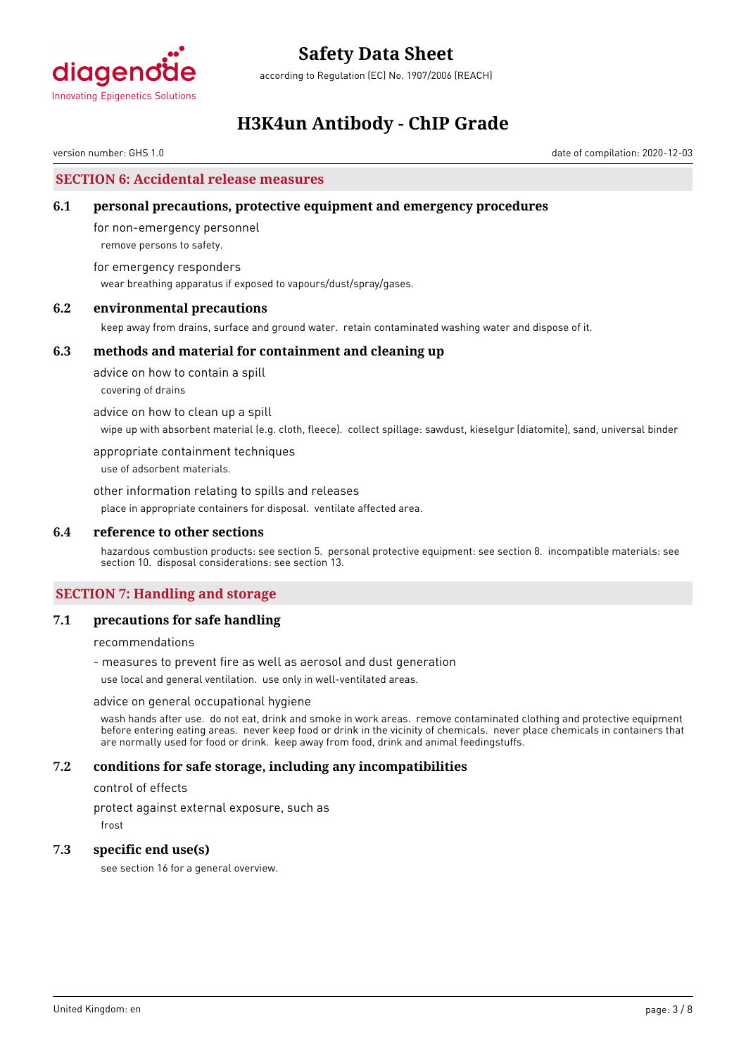## SECTION 6: Accidental release measures

### 6.1 personal precautions, protective equipment and emergency procedures

for non-emergency personnel

remove persons to safety.

for emergency responders

wear breathing apparatus if exposed to vapours/dust/spray/gases.

### 6.2 environmental precautions

keep away from drains, surface and ground water. retain contaminated washing water and dispose of it.

### 6.3 methods and material for containment and cleaning up

advice on how to contain a spill

covering of drains

advice on how to clean up a spill

wipe up with absorbent material (e.g. cloth, fleece). collect spillage: sawdust, kieselgur (diatomite), sand, universal binder

appropriate containment techniques

use of adsorbent materials.

other information relating to spills and releases

place in appropriate containers for disposal. ventilate affected area.

### 6.4 reference to other sections

hazardous combustion products: see section 5. personal protective equipment: see section 8. incompatible materials: see section 10. disposal considerations: see section 13.

## SECTION 7: Handling and storage

### 7.1 precautions for safe handling

recommendations

- measures to prevent fire as well as aerosol and dust generation

use local and general ventilation. use only in well-ventilated areas.

advice on general occupational hygiene

wash hands after use. do not eat, drink and smoke in work areas. remove contaminated clothing and protective equipment before entering eating areas. never keep food or drink in the vicinity of chemicals. never place chemicals in containers that are normally used for food or drink. keep away from food, drink and animal feedingstuffs.

### 7.2 conditions for safe storage, including any incompatibilities

control of effects

protect against external exposure, such as

frost

### 7.3 specific end use(s)

see section 16 for a general overview.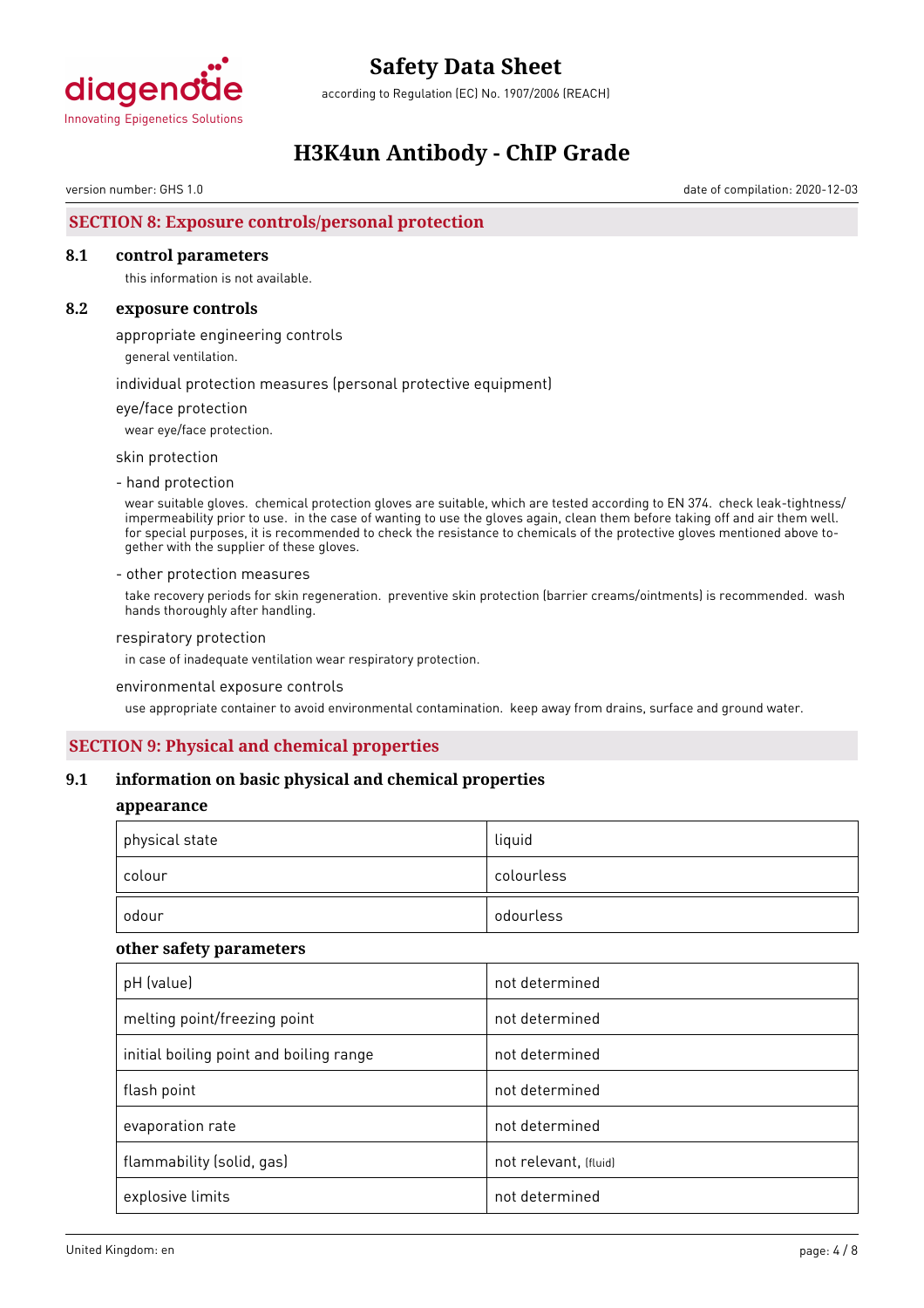## SECTION 8: Exposure controls/personal protection

### 8.1 control parameters

this information is not available.

### 8.2 exposure controls

appropriate engineering controls

general ventilation.

individual protection measures (personal protective equipment)

eye/face protection

wear eye/face protection.

skin protection

- hand protection

wear suitable gloves. chemical protection gloves are suitable, which are tested according to EN 374. check leak-tightness/impermeability prior to use. in the case of wanting to use the gloves again, clean them before taking off and air them well. for special purposes, it is recommended to check the resistance to chemicals of the protective gloves mentioned above together with the supplier of these gloves.

- other protection measures

take recovery periods for skin regeneration. preventive skin protection (barrier creams/ointments) is recommended. wash hands thoroughly after handling.

respiratory protection

in case of inadequate ventilation wear respiratory protection.

environmental exposure controls

use appropriate container to avoid environmental contamination. keep away from drains, surface and ground water.

## SECTION 9: Physical and chemical properties

### 9.1 information on basic physical and chemical properties

**appearance**

| | |
|---|---|
| physical state | liquid |
| colour | colourless |
| odour | odourless |

**other safety parameters**

| | |
|---|---|
| pH (value) | not determined |
| melting point/freezing point | not determined |
| initial boiling point and boiling range | not determined |
| flash point | not determined |
| evaporation rate | not determined |
| flammability (solid, gas) | not relevant, (fluid) |
| explosive limits | not determined |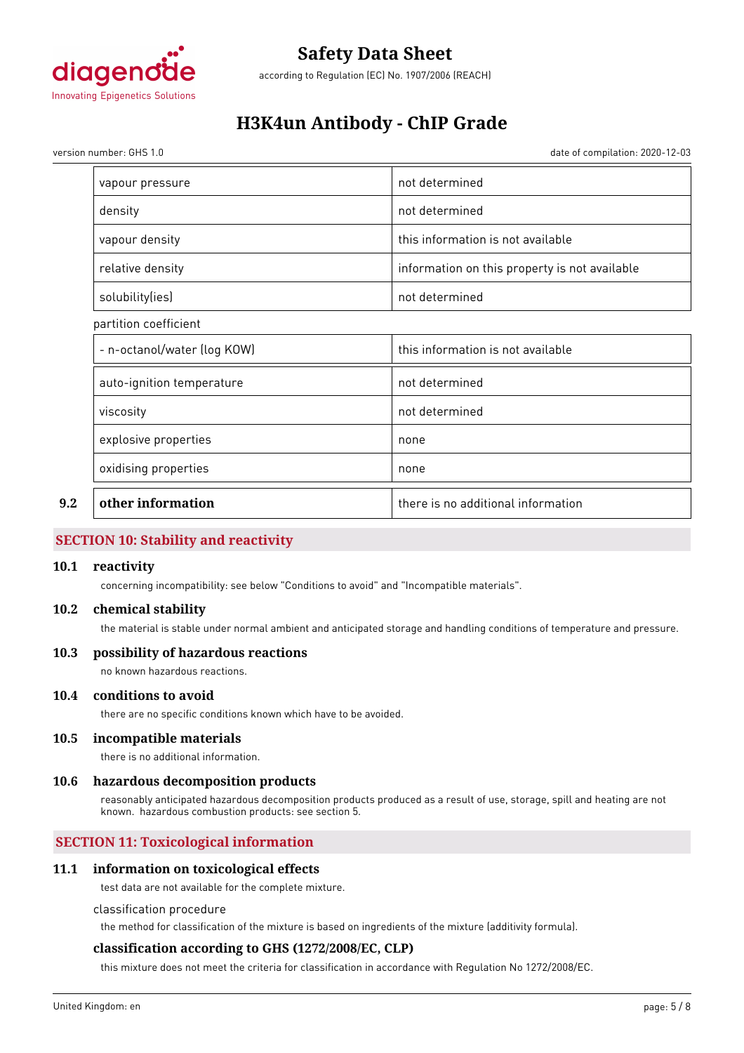| | |
|---|---|
| vapour pressure | not determined |
| density | not determined |
| vapour density | this information is not available |
| relative density | information on this property is not available |
| solubility(ies) | not determined |

partition coefficient

| | |
|---|---|
| - n-octanol/water (log KOW) | this information is not available |
| auto-ignition temperature | not determined |
| viscosity | not determined |
| explosive properties | none |
| oxidising properties | none |

| | | |
|---|---|---|
| **9.2** | **other information** | there is no additional information |

## SECTION 10: Stability and reactivity

### 10.1 reactivity

concerning incompatibility: see below "Conditions to avoid" and "Incompatible materials".

### 10.2 chemical stability

the material is stable under normal ambient and anticipated storage and handling conditions of temperature and pressure.

### 10.3 possibility of hazardous reactions

no known hazardous reactions.

### 10.4 conditions to avoid

there are no specific conditions known which have to be avoided.

### 10.5 incompatible materials

there is no additional information.

### 10.6 hazardous decomposition products

reasonably anticipated hazardous decomposition products produced as a result of use, storage, spill and heating are not known. hazardous combustion products: see section 5.

## SECTION 11: Toxicological information

### 11.1 information on toxicological effects

test data are not available for the complete mixture.

classification procedure

the method for classification of the mixture is based on ingredients of the mixture (additivity formula).

### classification according to GHS (1272/2008/EC, CLP)

this mixture does not meet the criteria for classification in accordance with Regulation No 1272/2008/EC.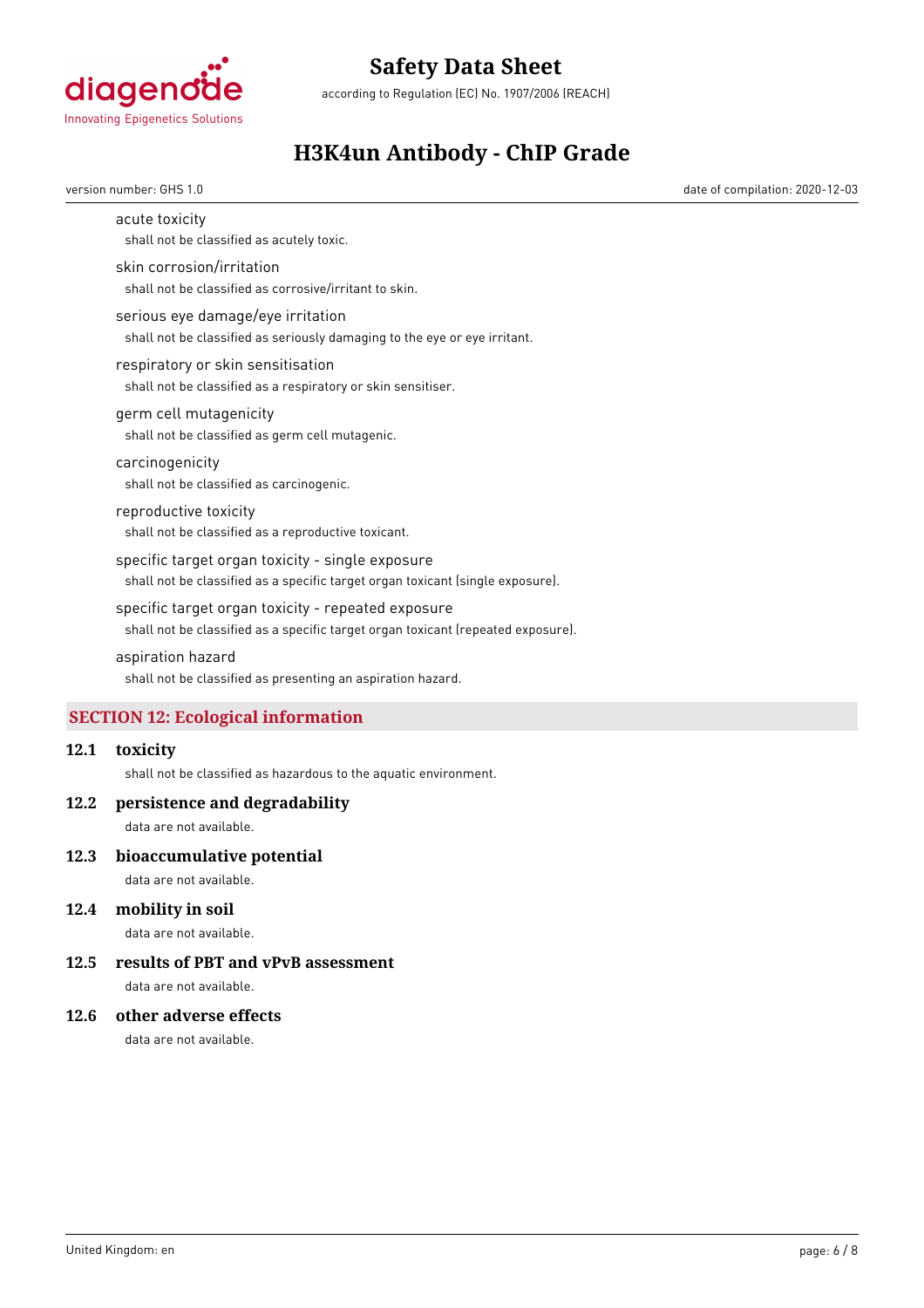acute toxicity

shall not be classified as acutely toxic.

skin corrosion/irritation

shall not be classified as corrosive/irritant to skin.

serious eye damage/eye irritation

shall not be classified as seriously damaging to the eye or eye irritant.

respiratory or skin sensitisation

shall not be classified as a respiratory or skin sensitiser.

germ cell mutagenicity

shall not be classified as germ cell mutagenic.

carcinogenicity

shall not be classified as carcinogenic.

reproductive toxicity

shall not be classified as a reproductive toxicant.

specific target organ toxicity - single exposure

shall not be classified as a specific target organ toxicant (single exposure).

specific target organ toxicity - repeated exposure

shall not be classified as a specific target organ toxicant (repeated exposure).

aspiration hazard

shall not be classified as presenting an aspiration hazard.

## SECTION 12: Ecological information

### 12.1 toxicity

shall not be classified as hazardous to the aquatic environment.

### 12.2 persistence and degradability

data are not available.

### 12.3 bioaccumulative potential

data are not available.

### 12.4 mobility in soil

data are not available.

### 12.5 results of PBT and vPvB assessment

data are not available.

### 12.6 other adverse effects

data are not available.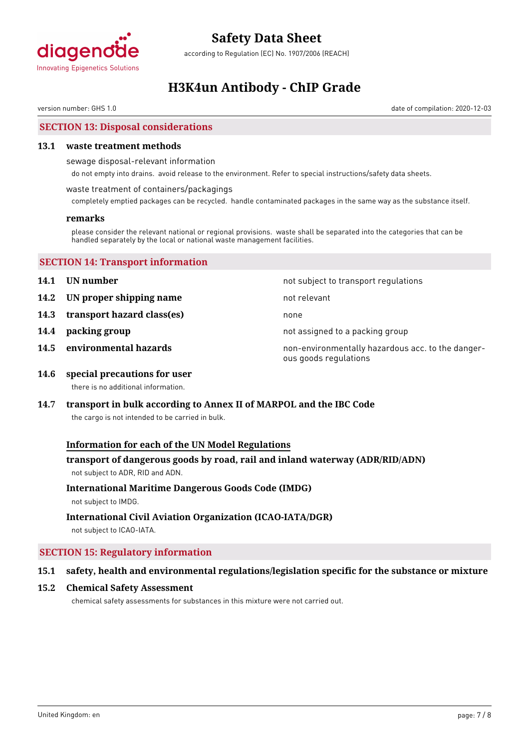## SECTION 13: Disposal considerations

### 13.1 waste treatment methods

sewage disposal-relevant information

do not empty into drains. avoid release to the environment. Refer to special instructions/safety data sheets.

waste treatment of containers/packagings

completely emptied packages can be recycled. handle contaminated packages in the same way as the substance itself.

**remarks**

please consider the relevant national or regional provisions. waste shall be separated into the categories that can be handled separately by the local or national waste management facilities.

## SECTION 14: Transport information

| | | |
|---|---|---|
| **14.1** | **UN number** | not subject to transport regulations |
| **14.2** | **UN proper shipping name** | not relevant |
| **14.3** | **transport hazard class(es)** | none |
| **14.4** | **packing group** | not assigned to a packing group |
| **14.5** | **environmental hazards** | non-environmentally hazardous acc. to the dangerous goods regulations |

### 14.6 special precautions for user

there is no additional information.

### 14.7 transport in bulk according to Annex II of MARPOL and the IBC Code

the cargo is not intended to be carried in bulk.

**Information for each of the UN Model Regulations**

**transport of dangerous goods by road, rail and inland waterway (ADR/RID/ADN)**

not subject to ADR, RID and ADN.

**International Maritime Dangerous Goods Code (IMDG)**

not subject to IMDG.

**International Civil Aviation Organization (ICAO-IATA/DGR)**

not subject to ICAO-IATA.

## SECTION 15: Regulatory information

### 15.1 safety, health and environmental regulations/legislation specific for the substance or mixture

### 15.2 Chemical Safety Assessment

chemical safety assessments for substances in this mixture were not carried out.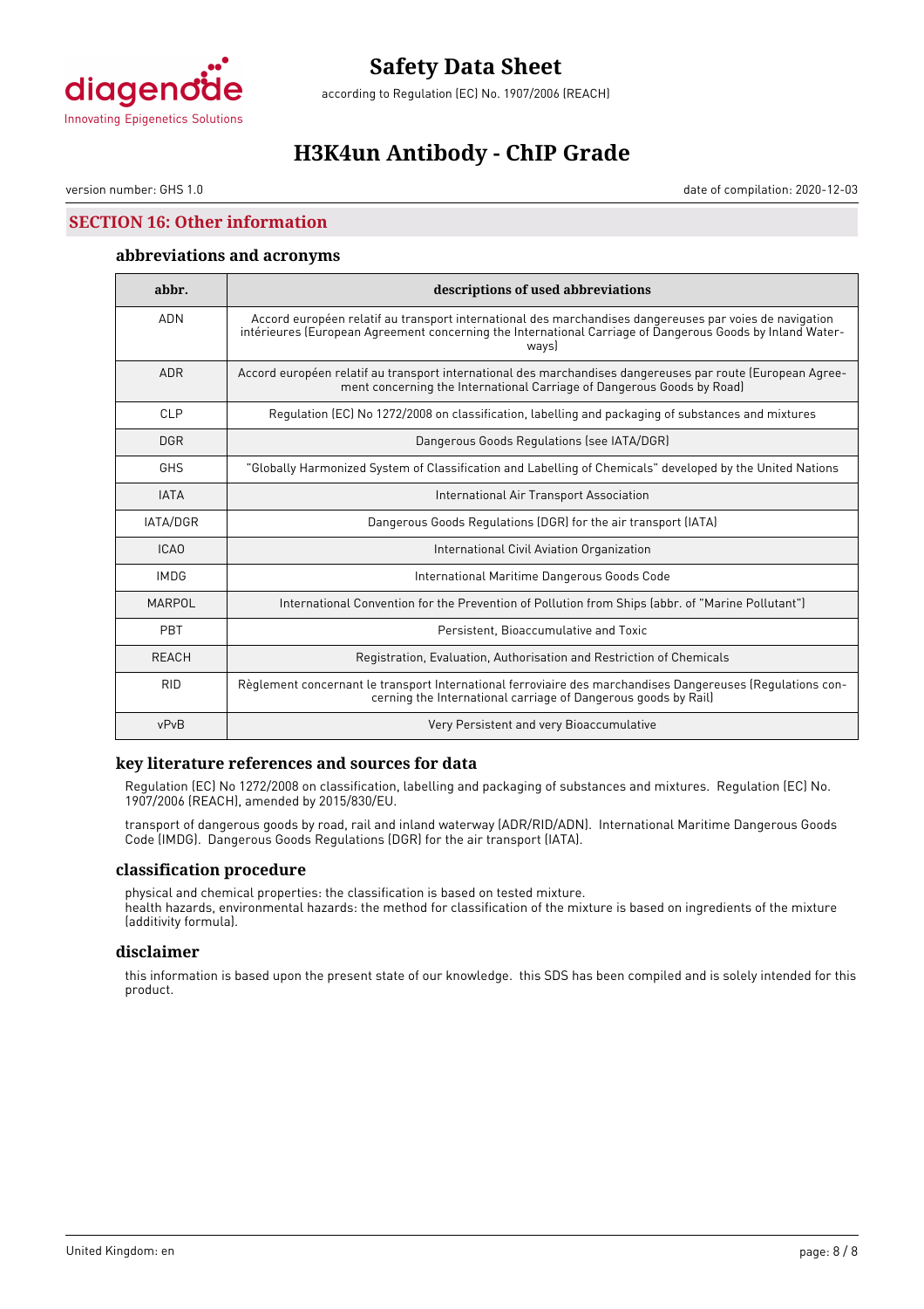## SECTION 16: Other information

### abbreviations and acronyms

| abbr. | descriptions of used abbreviations |
|---|---|
| ADN | Accord européen relatif au transport international des marchandises dangereuses par voies de navigation intérieures (European Agreement concerning the International Carriage of Dangerous Goods by Inland Waterways) |
| ADR | Accord européen relatif au transport international des marchandises dangereuses par route (European Agreement concerning the International Carriage of Dangerous Goods by Road) |
| CLP | Regulation (EC) No 1272/2008 on classification, labelling and packaging of substances and mixtures |
| DGR | Dangerous Goods Regulations (see IATA/DGR) |
| GHS | "Globally Harmonized System of Classification and Labelling of Chemicals" developed by the United Nations |
| IATA | International Air Transport Association |
| IATA/DGR | Dangerous Goods Regulations (DGR) for the air transport (IATA) |
| ICAO | International Civil Aviation Organization |
| IMDG | International Maritime Dangerous Goods Code |
| MARPOL | International Convention for the Prevention of Pollution from Ships (abbr. of "Marine Pollutant") |
| PBT | Persistent, Bioaccumulative and Toxic |
| REACH | Registration, Evaluation, Authorisation and Restriction of Chemicals |
| RID | Règlement concernant le transport International ferroviaire des marchandises Dangereuses (Regulations concerning the International carriage of Dangerous goods by Rail) |
| vPvB | Very Persistent and very Bioaccumulative |

### key literature references and sources for data

Regulation (EC) No 1272/2008 on classification, labelling and packaging of substances and mixtures. Regulation (EC) No. 1907/2006 (REACH), amended by 2015/830/EU.

transport of dangerous goods by road, rail and inland waterway (ADR/RID/ADN). International Maritime Dangerous Goods Code (IMDG). Dangerous Goods Regulations (DGR) for the air transport (IATA).

### classification procedure

physical and chemical properties: the classification is based on tested mixture.
health hazards, environmental hazards: the method for classification of the mixture is based on ingredients of the mixture (additivity formula).

### disclaimer

this information is based upon the present state of our knowledge. this SDS has been compiled and is solely intended for this product.